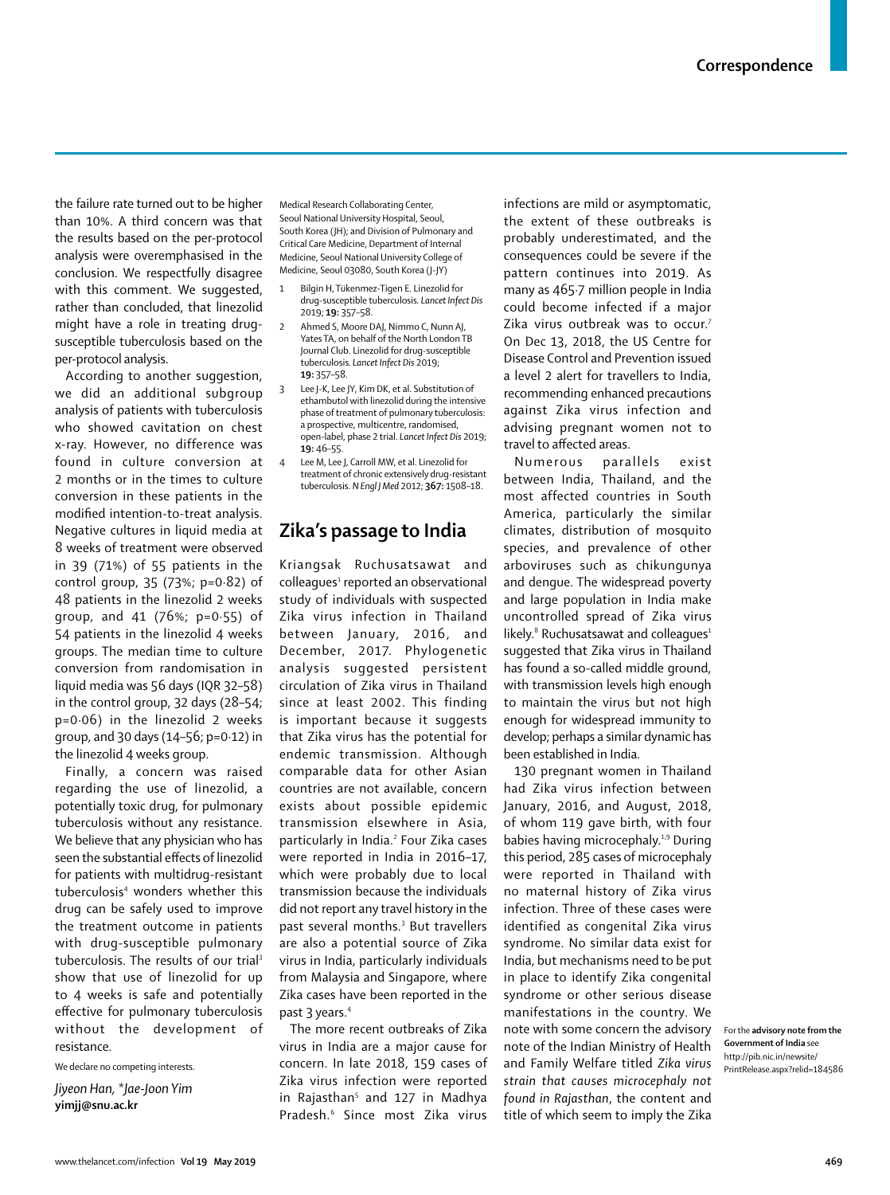the failure rate turned out to be higher than 10%. A third concern was that the results based on the per-protocol analysis were overemphasised in the conclusion. We respectfully disagree with this comment. We suggested, rather than concluded, that linezolid might have a role in treating drug-susceptible tuberculosis based on the per-protocol analysis.

According to another suggestion, we did an additional subgroup analysis of patients with tuberculosis who showed cavitation on chest x-ray. However, no difference was found in culture conversion at 2 months or in the times to culture conversion in these patients in the modified intention-to-treat analysis. Negative cultures in liquid media at 8 weeks of treatment were observed in 39 (71%) of 55 patients in the control group, 35 (73%; p=0·82) of 48 patients in the linezolid 2 weeks group, and 41 (76%; p=0·55) of 54 patients in the linezolid 4 weeks groups. The median time to culture conversion from randomisation in liquid media was 56 days (IQR 32–58) in the control group, 32 days (28–54; p=0·06) in the linezolid 2 weeks group, and 30 days (14–56; p=0·12) in the linezolid 4 weeks group.

Finally, a concern was raised regarding the use of linezolid, a potentially toxic drug, for pulmonary tuberculosis without any resistance. We believe that any physician who has seen the substantial effects of linezolid for patients with multidrug-resistant tuberculosis[4] wonders whether this drug can be safely used to improve the treatment outcome in patients with drug-susceptible pulmonary tuberculosis. The results of our trial[3] show that use of linezolid for up to 4 weeks is safe and potentially effective for pulmonary tuberculosis without the development of resistance.

We declare no competing interests.

*Jiyeon Han, \*Jae-Joon Yim*
**yimjj@snu.ac.kr**

Medical Research Collaborating Center, Seoul National University Hospital, Seoul, South Korea (JH); and Division of Pulmonary and Critical Care Medicine, Department of Internal Medicine, Seoul National University College of Medicine, Seoul 03080, South Korea (J-JY)

1. Bilgin H, Tükenmez-Tigen E. Linezolid for drug-susceptible tuberculosis. *Lancet Infect Dis* 2019; **19:** 357–58.
2. Ahmed S, Moore DAJ, Nimmo C, Nunn AJ, Yates TA, on behalf of the North London TB Journal Club. Linezolid for drug-susceptible tuberculosis. *Lancet Infect Dis* 2019; **19:** 357–58.
3. Lee J-K, Lee JY, Kim DK, et al. Substitution of ethambutol with linezolid during the intensive phase of treatment of pulmonary tuberculosis: a prospective, multicentre, randomised, open-label, phase 2 trial. *Lancet Infect Dis* 2019; **19:** 46–55.
4. Lee M, Lee J, Carroll MW, et al. Linezolid for treatment of chronic extensively drug-resistant tuberculosis. *N Engl J Med* 2012; **367:** 1508–18.

## Zika's passage to India

Kriangsak Ruchusatsawat and colleagues[1] reported an observational study of individuals with suspected Zika virus infection in Thailand between January, 2016, and December, 2017. Phylogenetic analysis suggested persistent circulation of Zika virus in Thailand since at least 2002. This finding is important because it suggests that Zika virus has the potential for endemic transmission. Although comparable data for other Asian countries are not available, concern exists about possible epidemic transmission elsewhere in Asia, particularly in India.[2] Four Zika cases were reported in India in 2016–17, which were probably due to local transmission because the individuals did not report any travel history in the past several months.[3] But travellers are also a potential source of Zika virus in India, particularly individuals from Malaysia and Singapore, where Zika cases have been reported in the past 3 years.[4]

The more recent outbreaks of Zika virus in India are a major cause for concern. In late 2018, 159 cases of Zika virus infection were reported in Rajasthan[5] and 127 in Madhya Pradesh.[6] Since most Zika virus infections are mild or asymptomatic, the extent of these outbreaks is probably underestimated, and the consequences could be severe if the pattern continues into 2019. As many as 465·7 million people in India could become infected if a major Zika virus outbreak was to occur.[7] On Dec 13, 2018, the US Centre for Disease Control and Prevention issued a level 2 alert for travellers to India, recommending enhanced precautions against Zika virus infection and advising pregnant women not to travel to affected areas.

Numerous parallels exist between India, Thailand, and the most affected countries in South America, particularly the similar climates, distribution of mosquito species, and prevalence of other arboviruses such as chikungunya and dengue. The widespread poverty and large population in India make uncontrolled spread of Zika virus likely.[8] Ruchusatsawat and colleagues[1] suggested that Zika virus in Thailand has found a so-called middle ground, with transmission levels high enough to maintain the virus but not high enough for widespread immunity to develop; perhaps a similar dynamic has been established in India.

130 pregnant women in Thailand had Zika virus infection between January, 2016, and August, 2018, of whom 119 gave birth, with four babies having microcephaly.[1,9] During this period, 285 cases of microcephaly were reported in Thailand with no maternal history of Zika virus infection. Three of these cases were identified as congenital Zika virus syndrome. No similar data exist for India, but mechanisms need to be put in place to identify Zika congenital syndrome or other serious disease manifestations in the country. We note with some concern the advisory note of the Indian Ministry of Health and Family Welfare titled *Zika virus strain that causes microcephaly not found in Rajasthan*, the content and title of which seem to imply the Zika

For the **advisory note from the Government of India** see http://pib.nic.in/newsite/PrintRelease.aspx?relid=184586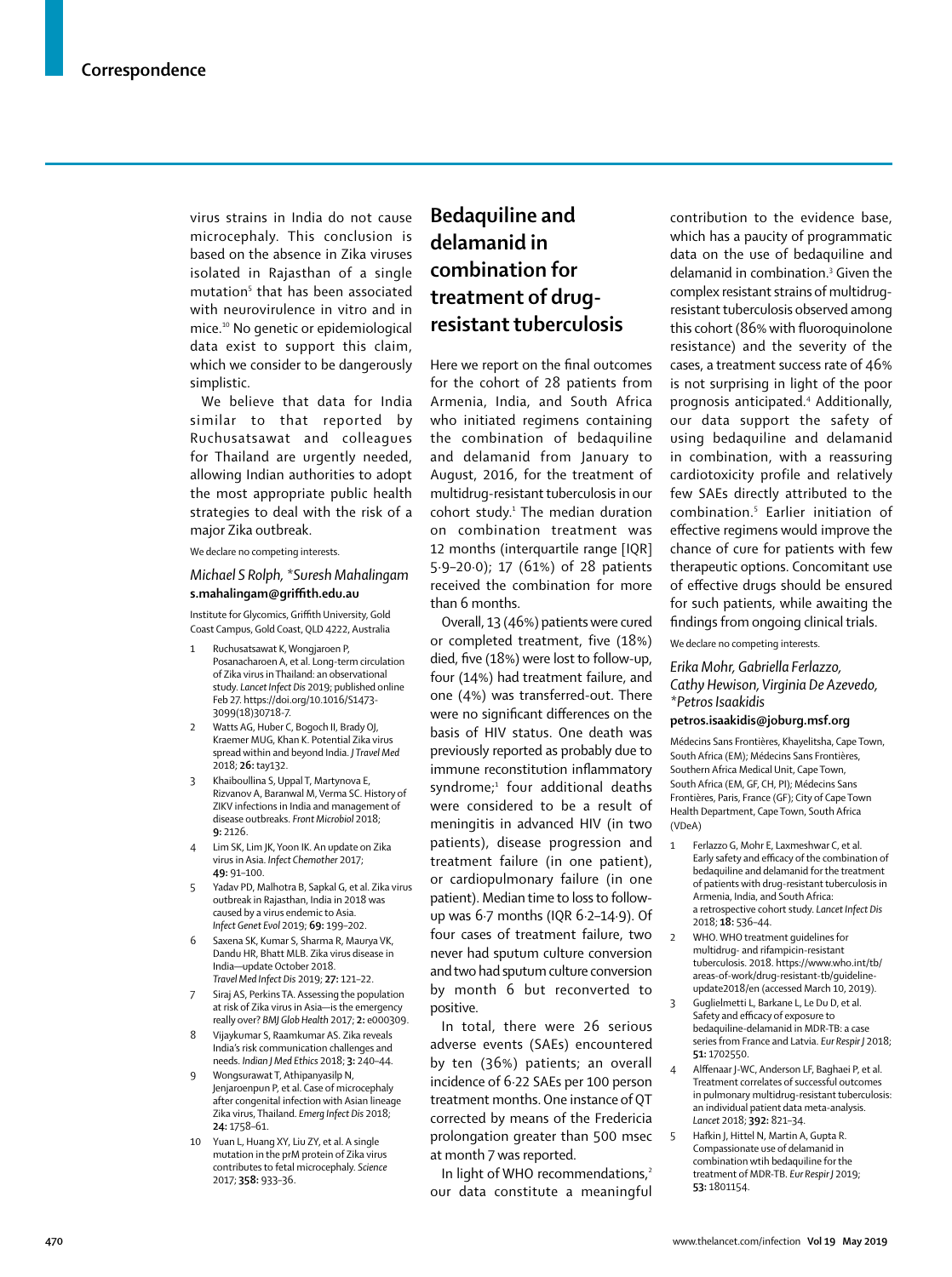virus strains in India do not cause microcephaly. This conclusion is based on the absence in Zika viruses isolated in Rajasthan of a single mutation[5] that has been associated with neurovirulence in vitro and in mice.[10] No genetic or epidemiological data exist to support this claim, which we consider to be dangerously simplistic.

We believe that data for India similar to that reported by Ruchusatsawat and colleagues for Thailand are urgently needed, allowing Indian authorities to adopt the most appropriate public health strategies to deal with the risk of a major Zika outbreak.

We declare no competing interests.

*Michael S Rolph, \*Suresh Mahalingam*
**s.mahalingam@griffith.edu.au**

Institute for Glycomics, Griffith University, Gold Coast Campus, Gold Coast, QLD 4222, Australia

1. Ruchusatsawat K, Wongjaroen P, Posanacharoen A, et al. Long-term circulation of Zika virus in Thailand: an observational study. *Lancet Infect Dis* 2019; published online Feb 27. https://doi.org/10.1016/S1473-3099(18)30718-7.
2. Watts AG, Huber C, Bogoch II, Brady OJ, Kraemer MUG, Khan K. Potential Zika virus spread within and beyond India. *J Travel Med* 2018; **26:** tay132.
3. Khaiboullina S, Uppal T, Martynova E, Rizvanov A, Baranwal M, Verma SC. History of ZIKV infections in India and management of disease outbreaks. *Front Microbiol* 2018; **9:** 2126.
4. Lim SK, Lim JK, Yoon IK. An update on Zika virus in Asia. *Infect Chemother* 2017; **49:** 91–100.
5. Yadav PD, Malhotra B, Sapkal G, et al. Zika virus outbreak in Rajasthan, India in 2018 was caused by a virus endemic to Asia. *Infect Genet Evol* 2019; **69:** 199–202.
6. Saxena SK, Kumar S, Sharma R, Maurya VK, Dandu HR, Bhatt MLB. Zika virus disease in India—update October 2018. *Travel Med Infect Dis* 2019; **27:** 121–22.
7. Siraj AS, Perkins TA. Assessing the population at risk of Zika virus in Asia—is the emergency really over? *BMJ Glob Health* 2017; **2:** e000309.
8. Vijaykumar S, Raamkumar AS. Zika reveals India's risk communication challenges and needs. *Indian J Med Ethics* 2018; **3:** 240–44.
9. Wongsurawat T, Athipanyasilp N, Jenjaroenpun P, et al. Case of microcephaly after congenital infection with Asian lineage Zika virus, Thailand. *Emerg Infect Dis* 2018; **24:** 1758–61.
10. Yuan L, Huang XY, Liu ZY, et al. A single mutation in the prM protein of Zika virus contributes to fetal microcephaly. *Science* 2017; **358:** 933–36.

## Bedaquiline and delamanid in combination for treatment of drug-resistant tuberculosis

Here we report on the final outcomes for the cohort of 28 patients from Armenia, India, and South Africa who initiated regimens containing the combination of bedaquiline and delamanid from January to August, 2016, for the treatment of multidrug-resistant tuberculosis in our cohort study.[1] The median duration on combination treatment was 12 months (interquartile range [IQR] 5·9–20·0); 17 (61%) of 28 patients received the combination for more than 6 months.

Overall, 13 (46%) patients were cured or completed treatment, five (18%) died, five (18%) were lost to follow-up, four (14%) had treatment failure, and one (4%) was transferred-out. There were no significant differences on the basis of HIV status. One death was previously reported as probably due to immune reconstitution inflammatory syndrome;[1] four additional deaths were considered to be a result of meningitis in advanced HIV (in two patients), disease progression and treatment failure (in one patient), or cardiopulmonary failure (in one patient). Median time to loss to follow-up was 6·7 months (IQR 6·2–14·9). Of four cases of treatment failure, two never had sputum culture conversion and two had sputum culture conversion by month 6 but reconverted to positive.

In total, there were 26 serious adverse events (SAEs) encountered by ten (36%) patients; an overall incidence of 6·22 SAEs per 100 person treatment months. One instance of QT corrected by means of the Fredericia prolongation greater than 500 msec at month 7 was reported.

In light of WHO recommendations,[2] our data constitute a meaningful contribution to the evidence base, which has a paucity of programmatic data on the use of bedaquiline and delamanid in combination.[3] Given the complex resistant strains of multidrug-resistant tuberculosis observed among this cohort (86% with fluoroquinolone resistance) and the severity of the cases, a treatment success rate of 46% is not surprising in light of the poor prognosis anticipated.[4] Additionally, our data support the safety of using bedaquiline and delamanid in combination, with a reassuring cardiotoxicity profile and relatively few SAEs directly attributed to the combination.[5] Earlier initiation of effective regimens would improve the chance of cure for patients with few therapeutic options. Concomitant use of effective drugs should be ensured for such patients, while awaiting the findings from ongoing clinical trials.

We declare no competing interests.

*Erika Mohr, Gabriella Ferlazzo, Cathy Hewison, Virginia De Azevedo, \*Petros Isaakidis*
**petros.isaakidis@joburg.msf.org**

Médecins Sans Frontières, Khayelitsha, Cape Town, South Africa (EM); Médecins Sans Frontières, Southern Africa Medical Unit, Cape Town, South Africa (EM, GF, CH, PI); Médecins Sans Frontières, Paris, France (GF); City of Cape Town Health Department, Cape Town, South Africa (VDeA)

1. Ferlazzo G, Mohr E, Laxmeshwar C, et al. Early safety and efficacy of the combination of bedaquiline and delamanid for the treatment of patients with drug-resistant tuberculosis in Armenia, India, and South Africa: a retrospective cohort study. *Lancet Infect Dis* 2018; **18:** 536–44.
2. WHO. WHO treatment guidelines for multidrug- and rifampicin-resistant tuberculosis. 2018. https://www.who.int/tb/areas-of-work/drug-resistant-tb/guideline-update2018/en (accessed March 10, 2019).
3. Guglielmetti L, Barkane L, Le Du D, et al. Safety and efficacy of exposure to bedaquiline-delamanid in MDR-TB: a case series from France and Latvia. *Eur Respir J* 2018; **51:** 1702550.
4. Alffenaar J-WC, Anderson LF, Baghaei P, et al. Treatment correlates of successful outcomes in pulmonary multidrug-resistant tuberculosis: an individual patient data meta-analysis. *Lancet* 2018; **392:** 821–34.
5. Hafkin J, Hittel N, Martin A, Gupta R. Compassionate use of delamanid in combination wtih bedaquiline for the treatment of MDR-TB. *Eur Respir J* 2019; **53:** 1801154.